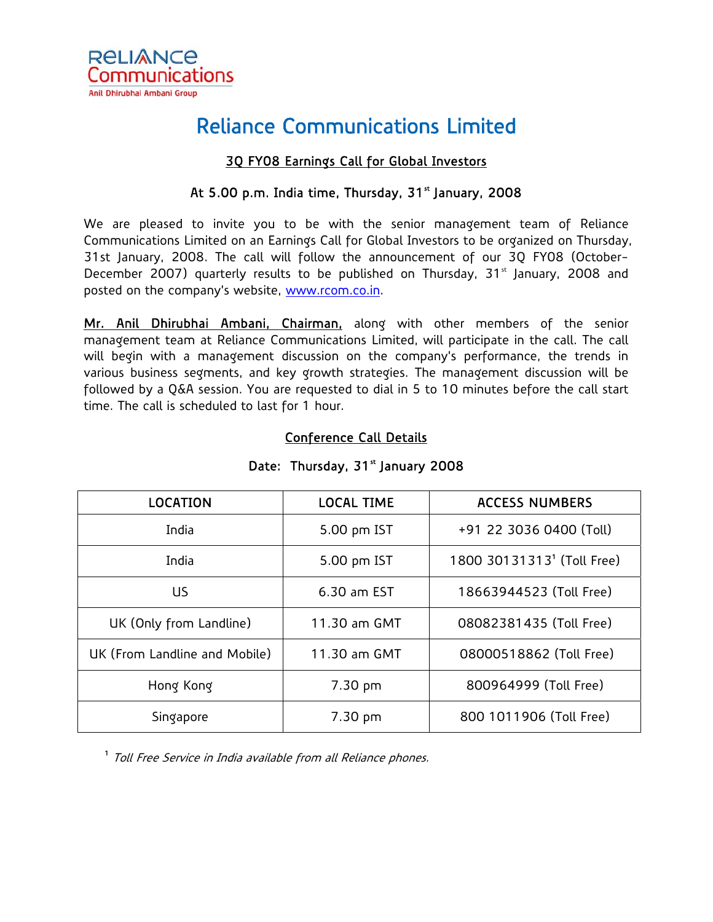Reliance Communications
Anil Dhirubhai Ambani Group

# Reliance Communications Limited

## 3Q FY08 Earnings Call for Global Investors

### At 5.00 p.m. India time, Thursday, 31st January, 2008

We are pleased to invite you to be with the senior management team of Reliance Communications Limited on an Earnings Call for Global Investors to be organized on Thursday, 31st January, 2008. The call will follow the announcement of our 3Q FY08 (October-December 2007) quarterly results to be published on Thursday, 31st January, 2008 and posted on the company's website, www.rcom.co.in.

Mr. Anil Dhirubhai Ambani, Chairman, along with other members of the senior management team at Reliance Communications Limited, will participate in the call. The call will begin with a management discussion on the company's performance, the trends in various business segments, and key growth strategies. The management discussion will be followed by a Q&A session. You are requested to dial in 5 to 10 minutes before the call start time. The call is scheduled to last for 1 hour.

## Conference Call Details

### Date: Thursday, 31st January 2008

| LOCATION | LOCAL TIME | ACCESS NUMBERS |
|---|---|---|
| India | 5.00 pm IST | +91 22 3036 0400 (Toll) |
| India | 5.00 pm IST | 1800 30131313[1] (Toll Free) |
| US | 6.30 am EST | 18663944523 (Toll Free) |
| UK (Only from Landline) | 11.30 am GMT | 08082381435 (Toll Free) |
| UK (From Landline and Mobile) | 11.30 am GMT | 08000518862 (Toll Free) |
| Hong Kong | 7.30 pm | 800964999 (Toll Free) |
| Singapore | 7.30 pm | 800 1011906 (Toll Free) |

[1] *Toll Free Service in India available from all Reliance phones.*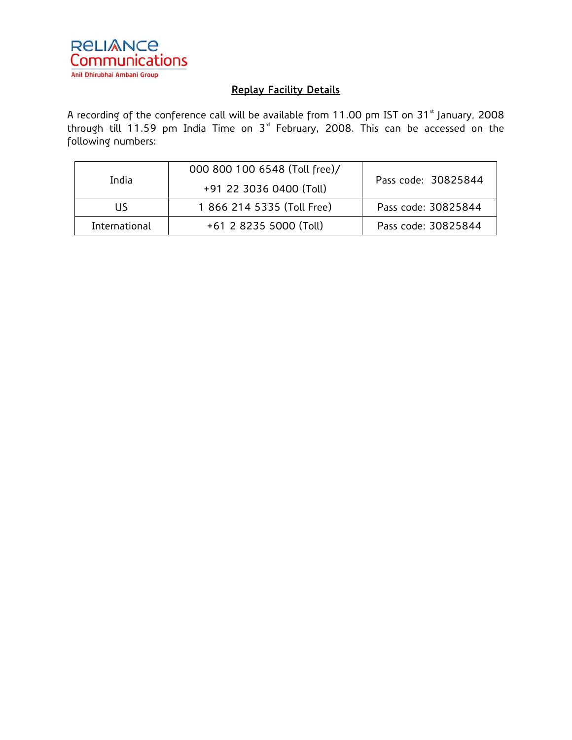RELIANCE Communications

Anil Dhirubhai Ambani Group

## Replay Facility Details

A recording of the conference call will be available from 11.00 pm IST on 31st January, 2008 through till 11.59 pm India Time on 3rd February, 2008. This can be accessed on the following numbers:

| | | |
|---|---|---|
| India | 000 800 100 6548 (Toll free)/ +91 22 3036 0400 (Toll) | Pass code: 30825844 |
| US | 1 866 214 5335 (Toll Free) | Pass code: 30825844 |
| International | +61 2 8235 5000 (Toll) | Pass code: 30825844 |